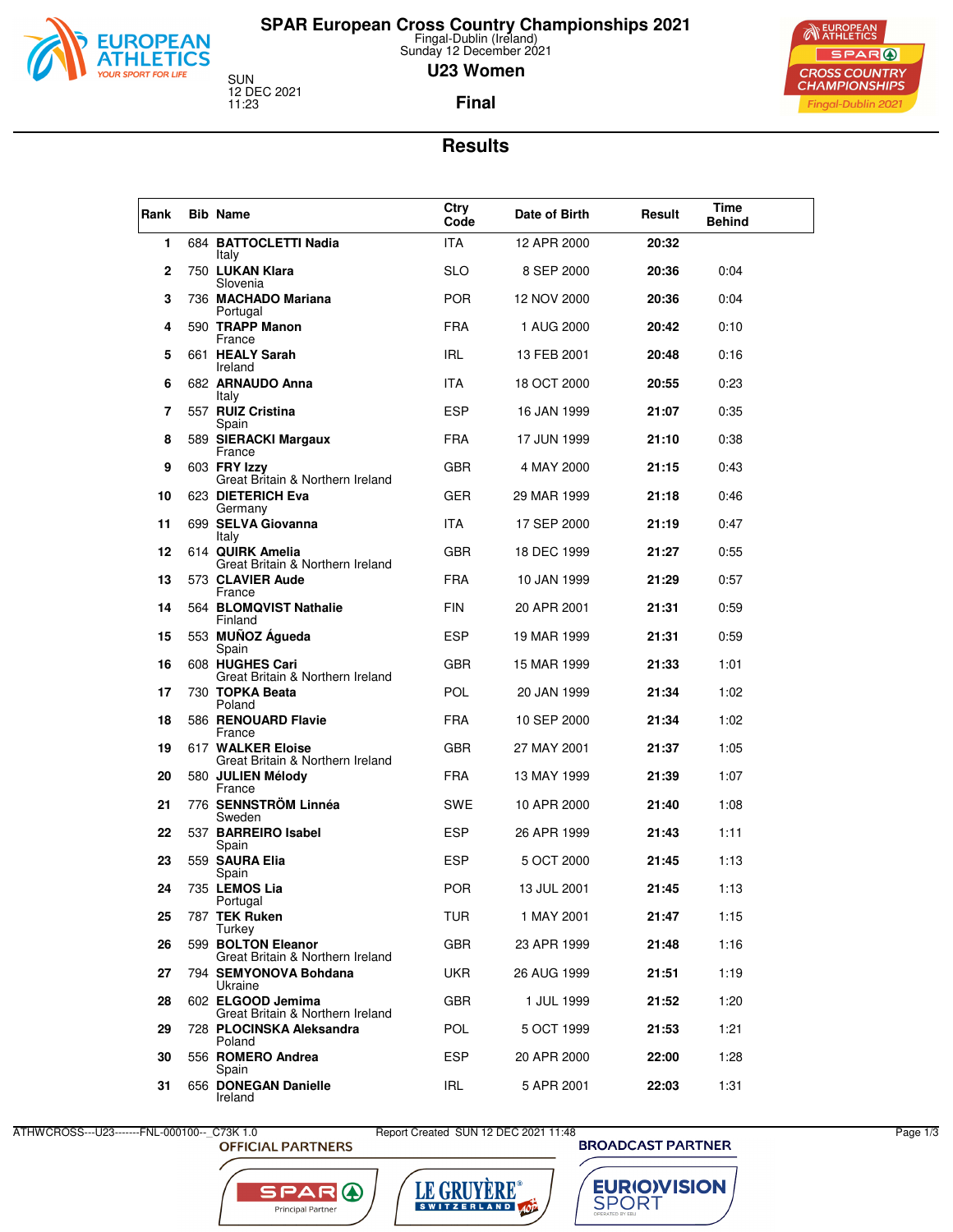# SPAR European Cross Country Championships 2021

Fingal-Dublin (Ireland)
Sunday 12 December 2021

SUN
12 DEC 2021
11:23

## U23 Women

## Final

## Results

| Rank | Bib | Name | Ctry Code | Date of Birth | Result | Time Behind |
|---|---|---|---|---|---|---|
| 1 | 684 | **BATTOCLETTI Nadia** Italy | ITA | 12 APR 2000 | **20:32** | |
| 2 | 750 | **LUKAN Klara** Slovenia | SLO | 8 SEP 2000 | **20:36** | 0:04 |
| 3 | 736 | **MACHADO Mariana** Portugal | POR | 12 NOV 2000 | **20:36** | 0:04 |
| 4 | 590 | **TRAPP Manon** France | FRA | 1 AUG 2000 | **20:42** | 0:10 |
| 5 | 661 | **HEALY Sarah** Ireland | IRL | 13 FEB 2001 | **20:48** | 0:16 |
| 6 | 682 | **ARNAUDO Anna** Italy | ITA | 18 OCT 2000 | **20:55** | 0:23 |
| 7 | 557 | **RUIZ Cristina** Spain | ESP | 16 JAN 1999 | **21:07** | 0:35 |
| 8 | 589 | **SIERACKI Margaux** France | FRA | 17 JUN 1999 | **21:10** | 0:38 |
| 9 | 603 | **FRY Izzy** Great Britain & Northern Ireland | GBR | 4 MAY 2000 | **21:15** | 0:43 |
| 10 | 623 | **DIETERICH Eva** Germany | GER | 29 MAR 1999 | **21:18** | 0:46 |
| 11 | 699 | **SELVA Giovanna** Italy | ITA | 17 SEP 2000 | **21:19** | 0:47 |
| 12 | 614 | **QUIRK Amelia** Great Britain & Northern Ireland | GBR | 18 DEC 1999 | **21:27** | 0:55 |
| 13 | 573 | **CLAVIER Aude** France | FRA | 10 JAN 1999 | **21:29** | 0:57 |
| 14 | 564 | **BLOMQVIST Nathalie** Finland | FIN | 20 APR 2001 | **21:31** | 0:59 |
| 15 | 553 | **MUÑOZ Águeda** Spain | ESP | 19 MAR 1999 | **21:31** | 0:59 |
| 16 | 608 | **HUGHES Cari** Great Britain & Northern Ireland | GBR | 15 MAR 1999 | **21:33** | 1:01 |
| 17 | 730 | **TOPKA Beata** Poland | POL | 20 JAN 1999 | **21:34** | 1:02 |
| 18 | 586 | **RENOUARD Flavie** France | FRA | 10 SEP 2000 | **21:34** | 1:02 |
| 19 | 617 | **WALKER Eloise** Great Britain & Northern Ireland | GBR | 27 MAY 2001 | **21:37** | 1:05 |
| 20 | 580 | **JULIEN Mélody** France | FRA | 13 MAY 1999 | **21:39** | 1:07 |
| 21 | 776 | **SENNSTRÖM Linnéa** Sweden | SWE | 10 APR 2000 | **21:40** | 1:08 |
| 22 | 537 | **BARREIRO Isabel** Spain | ESP | 26 APR 1999 | **21:43** | 1:11 |
| 23 | 559 | **SAURA Elia** Spain | ESP | 5 OCT 2000 | **21:45** | 1:13 |
| 24 | 735 | **LEMOS Lia** Portugal | POR | 13 JUL 2001 | **21:45** | 1:13 |
| 25 | 787 | **TEK Ruken** Turkey | TUR | 1 MAY 2001 | **21:47** | 1:15 |
| 26 | 599 | **BOLTON Eleanor** Great Britain & Northern Ireland | GBR | 23 APR 1999 | **21:48** | 1:16 |
| 27 | 794 | **SEMYONOVA Bohdana** Ukraine | UKR | 26 AUG 1999 | **21:51** | 1:19 |
| 28 | 602 | **ELGOOD Jemima** Great Britain & Northern Ireland | GBR | 1 JUL 1999 | **21:52** | 1:20 |
| 29 | 728 | **PLOCINSKA Aleksandra** Poland | POL | 5 OCT 1999 | **21:53** | 1:21 |
| 30 | 556 | **ROMERO Andrea** Spain | ESP | 20 APR 2000 | **22:00** | 1:28 |
| 31 | 656 | **DONEGAN Danielle** Ireland | IRL | 5 APR 2001 | **22:03** | 1:31 |

ATHWCROSS---U23-------FNL-000100--_C73K 1.0 Report Created SUN 12 DEC 2021 11:48

OFFICIAL PARTNERS BROADCAST PARTNER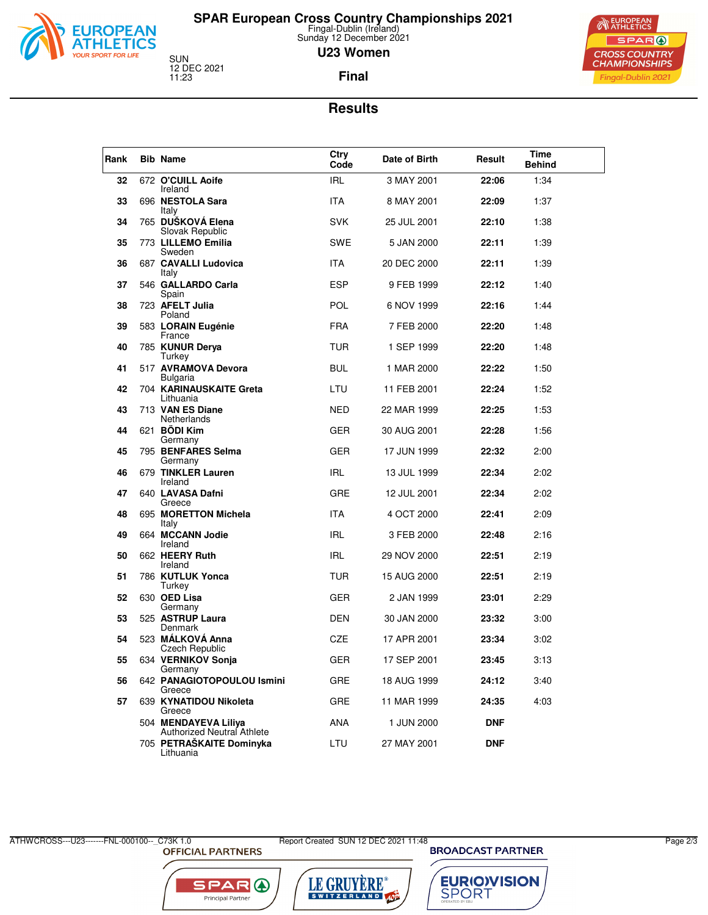# SPAR European Cross Country Championships 2021

Fingal-Dublin (Ireland)
Sunday 12 December 2021

SUN
12 DEC 2021
11:23

## U23 Women

### Final

## Results

| Rank | Bib | Name | Ctry Code | Date of Birth | Result | Time Behind |
|---|---|---|---|---|---|---|
| 32 | 672 | **O'CUILL Aoife**<br>Ireland | IRL | 3 MAY 2001 | **22:06** | 1:34 |
| 33 | 696 | **NESTOLA Sara**<br>Italy | ITA | 8 MAY 2001 | **22:09** | 1:37 |
| 34 | 765 | **DUŠKOVÁ Elena**<br>Slovak Republic | SVK | 25 JUL 2001 | **22:10** | 1:38 |
| 35 | 773 | **LILLEMO Emilia**<br>Sweden | SWE | 5 JAN 2000 | **22:11** | 1:39 |
| 36 | 687 | **CAVALLI Ludovica**<br>Italy | ITA | 20 DEC 2000 | **22:11** | 1:39 |
| 37 | 546 | **GALLARDO Carla**<br>Spain | ESP | 9 FEB 1999 | **22:12** | 1:40 |
| 38 | 723 | **AFELT Julia**<br>Poland | POL | 6 NOV 1999 | **22:16** | 1:44 |
| 39 | 583 | **LORAIN Eugénie**<br>France | FRA | 7 FEB 2000 | **22:20** | 1:48 |
| 40 | 785 | **KUNUR Derya**<br>Turkey | TUR | 1 SEP 1999 | **22:20** | 1:48 |
| 41 | 517 | **AVRAMOVA Devora**<br>Bulgaria | BUL | 1 MAR 2000 | **22:22** | 1:50 |
| 42 | 704 | **KARINAUSKAITE Greta**<br>Lithuania | LTU | 11 FEB 2001 | **22:24** | 1:52 |
| 43 | 713 | **VAN ES Diane**<br>Netherlands | NED | 22 MAR 1999 | **22:25** | 1:53 |
| 44 | 621 | **BÖDI Kim**<br>Germany | GER | 30 AUG 2001 | **22:28** | 1:56 |
| 45 | 795 | **BENFARES Selma**<br>Germany | GER | 17 JUN 1999 | **22:32** | 2:00 |
| 46 | 679 | **TINKLER Lauren**<br>Ireland | IRL | 13 JUL 1999 | **22:34** | 2:02 |
| 47 | 640 | **LAVASA Dafni**<br>Greece | GRE | 12 JUL 2001 | **22:34** | 2:02 |
| 48 | 695 | **MORETTON Michela**<br>Italy | ITA | 4 OCT 2000 | **22:41** | 2:09 |
| 49 | 664 | **MCCANN Jodie**<br>Ireland | IRL | 3 FEB 2000 | **22:48** | 2:16 |
| 50 | 662 | **HEERY Ruth**<br>Ireland | IRL | 29 NOV 2000 | **22:51** | 2:19 |
| 51 | 786 | **KUTLUK Yonca**<br>Turkey | TUR | 15 AUG 2000 | **22:51** | 2:19 |
| 52 | 630 | **OED Lisa**<br>Germany | GER | 2 JAN 1999 | **23:01** | 2:29 |
| 53 | 525 | **ASTRUP Laura**<br>Denmark | DEN | 30 JAN 2000 | **23:32** | 3:00 |
| 54 | 523 | **MÁLKOVÁ Anna**<br>Czech Republic | CZE | 17 APR 2001 | **23:34** | 3:02 |
| 55 | 634 | **VERNIKOV Sonja**<br>Germany | GER | 17 SEP 2001 | **23:45** | 3:13 |
| 56 | 642 | **PANAGIOTOPOULOU Ismini**<br>Greece | GRE | 18 AUG 1999 | **24:12** | 3:40 |
| 57 | 639 | **KYNATIDOU Nikoleta**<br>Greece | GRE | 11 MAR 1999 | **24:35** | 4:03 |
| | 504 | **MENDAYEVA Liliya**<br>Authorized Neutral Athlete | ANA | 1 JUN 2000 | **DNF** | |
| | 705 | **PETRAŠKAITE Dominyka**<br>Lithuania | LTU | 27 MAY 2001 | **DNF** | |

ATHWCROSS---U23-------FNL-000100--_C73K 1.0 Report Created SUN 12 DEC 2021 11:48

OFFICIAL PARTNERS — BROADCAST PARTNER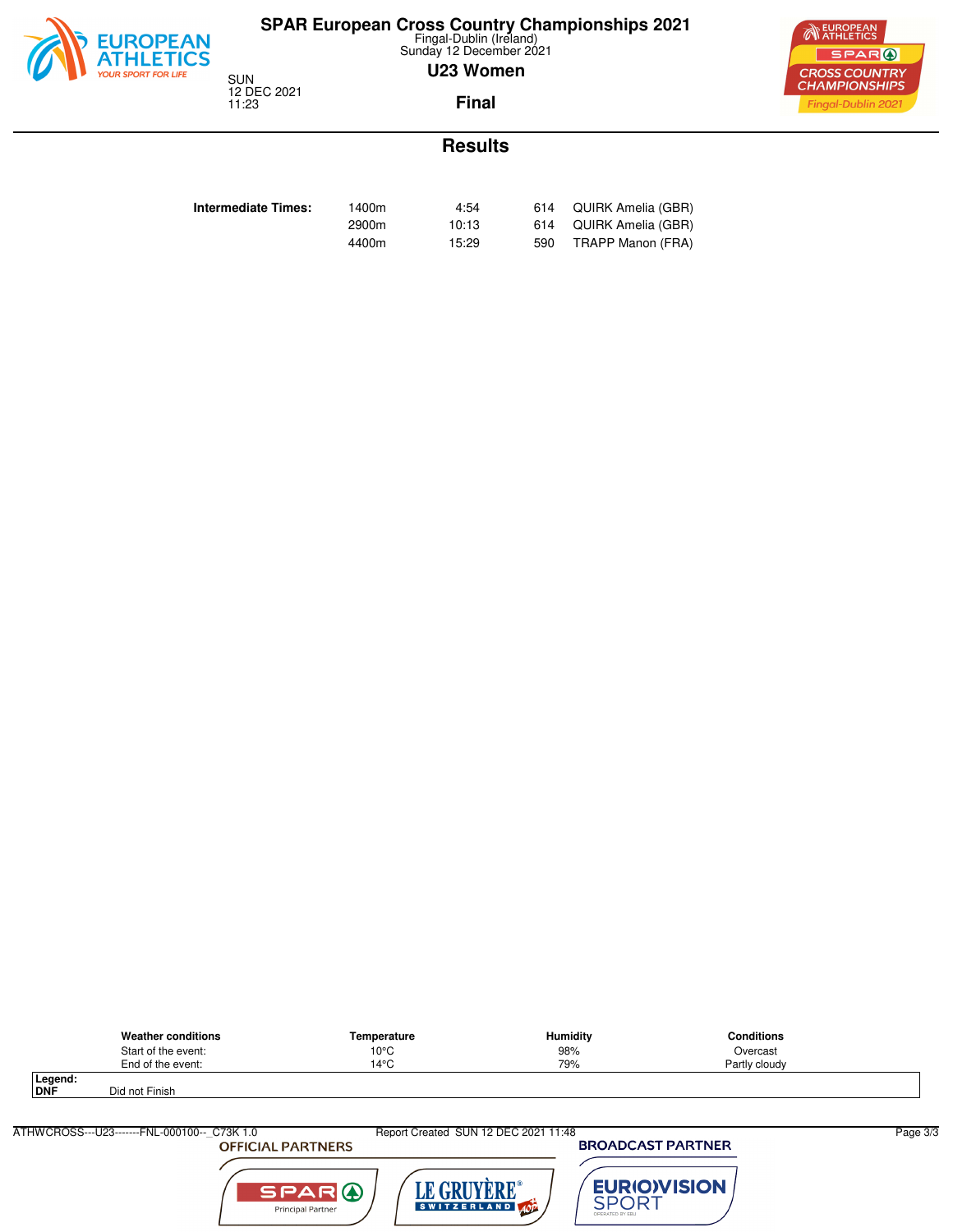# SPAR European Cross Country Championships 2021

Fingal-Dublin (Ireland)
Sunday 12 December 2021

SUN
12 DEC 2021
11:23

## U23 Women

## Final

## Results

| **Intermediate Times:** | | | | |
|---|---|---|---|---|
| | 1400m | 4:54 | 614 | QUIRK Amelia (GBR) |
| | 2900m | 10:13 | 614 | QUIRK Amelia (GBR) |
| | 4400m | 15:29 | 590 | TRAPP Manon (FRA) |

| Weather conditions | Temperature | Humidity | Conditions |
|---|---|---|---|
| Start of the event: | 10°C | 98% | Overcast |
| End of the event: | 14°C | 79% | Partly cloudy |

**Legend:**
**DNF** Did not Finish

ATHWCROSS---U23-------FNL-000100--_C73K 1.0 Report Created SUN 12 DEC 2021 11:48

OFFICIAL PARTNERS
SPAR Principal Partner
LE GRUYÈRE SWITZERLAND
BROADCAST PARTNER
EUROVISION SPORT